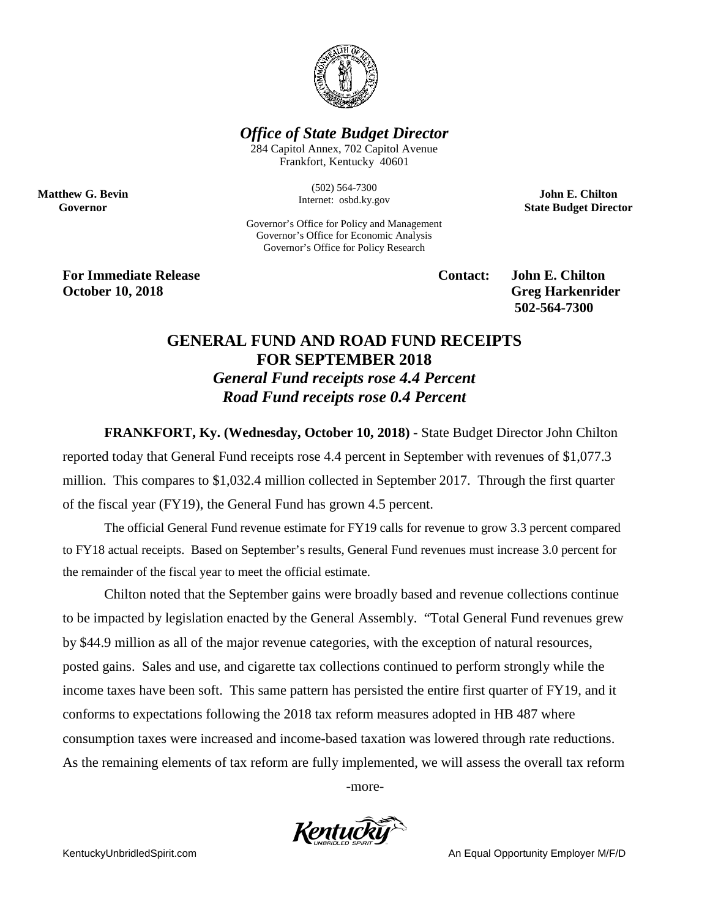***Office of State Budget Director***

284 Capitol Annex, 702 Capitol Avenue
Frankfort, Kentucky 40601

(502) 564-7300
Internet: osbd.ky.gov

Governor's Office for Policy and Management
Governor's Office for Economic Analysis
Governor's Office for Policy Research

**Matthew G. Bevin**
**Governor**

**John E. Chilton**
**State Budget Director**

**For Immediate Release**
**October 10, 2018**

**Contact: John E. Chilton**
**Greg Harkenrider**
**502-564-7300**

# GENERAL FUND AND ROAD FUND RECEIPTS FOR SEPTEMBER 2018

## *General Fund receipts rose 4.4 Percent*

## *Road Fund receipts rose 0.4 Percent*

**FRANKFORT, Ky. (Wednesday, October 10, 2018)** - State Budget Director John Chilton reported today that General Fund receipts rose 4.4 percent in September with revenues of $1,077.3 million. This compares to $1,032.4 million collected in September 2017. Through the first quarter of the fiscal year (FY19), the General Fund has grown 4.5 percent.

The official General Fund revenue estimate for FY19 calls for revenue to grow 3.3 percent compared to FY18 actual receipts. Based on September's results, General Fund revenues must increase 3.0 percent for the remainder of the fiscal year to meet the official estimate.

Chilton noted that the September gains were broadly based and revenue collections continue to be impacted by legislation enacted by the General Assembly. "Total General Fund revenues grew by $44.9 million as all of the major revenue categories, with the exception of natural resources, posted gains. Sales and use, and cigarette tax collections continued to perform strongly while the income taxes have been soft. This same pattern has persisted the entire first quarter of FY19, and it conforms to expectations following the 2018 tax reform measures adopted in HB 487 where consumption taxes were increased and income-based taxation was lowered through rate reductions. As the remaining elements of tax reform are fully implemented, we will assess the overall tax reform

-more-

KentuckyUnbridledSpirit.com

An Equal Opportunity Employer M/F/D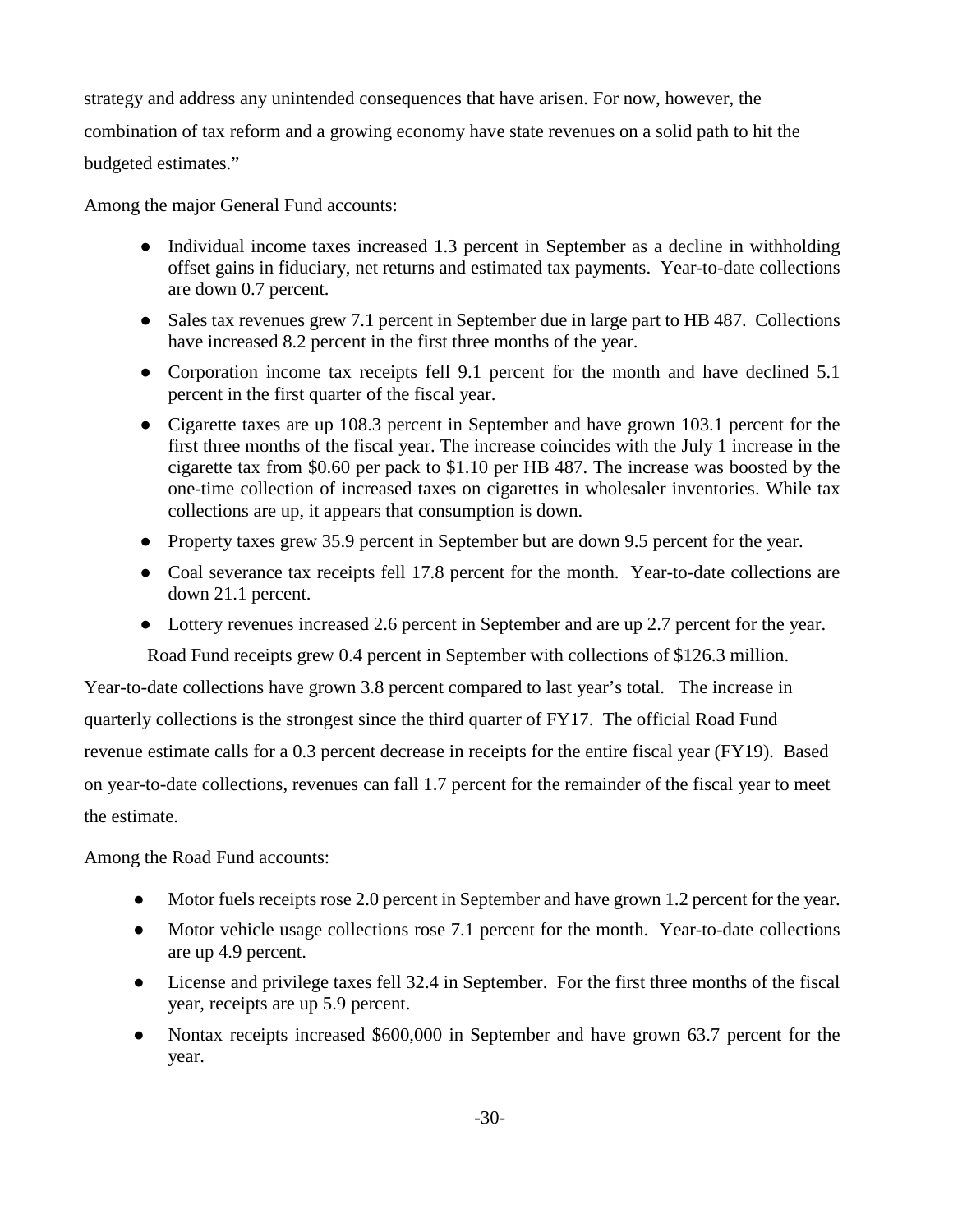strategy and address any unintended consequences that have arisen. For now, however, the combination of tax reform and a growing economy have state revenues on a solid path to hit the budgeted estimates."

Among the major General Fund accounts:

- Individual income taxes increased 1.3 percent in September as a decline in withholding offset gains in fiduciary, net returns and estimated tax payments. Year-to-date collections are down 0.7 percent.
- Sales tax revenues grew 7.1 percent in September due in large part to HB 487. Collections have increased 8.2 percent in the first three months of the year.
- Corporation income tax receipts fell 9.1 percent for the month and have declined 5.1 percent in the first quarter of the fiscal year.
- Cigarette taxes are up 108.3 percent in September and have grown 103.1 percent for the first three months of the fiscal year. The increase coincides with the July 1 increase in the cigarette tax from $0.60 per pack to $1.10 per HB 487. The increase was boosted by the one-time collection of increased taxes on cigarettes in wholesaler inventories. While tax collections are up, it appears that consumption is down.
- Property taxes grew 35.9 percent in September but are down 9.5 percent for the year.
- Coal severance tax receipts fell 17.8 percent for the month. Year-to-date collections are down 21.1 percent.
- Lottery revenues increased 2.6 percent in September and are up 2.7 percent for the year.

Road Fund receipts grew 0.4 percent in September with collections of $126.3 million. Year-to-date collections have grown 3.8 percent compared to last year's total. The increase in quarterly collections is the strongest since the third quarter of FY17. The official Road Fund revenue estimate calls for a 0.3 percent decrease in receipts for the entire fiscal year (FY19). Based on year-to-date collections, revenues can fall 1.7 percent for the remainder of the fiscal year to meet the estimate.

Among the Road Fund accounts:

- Motor fuels receipts rose 2.0 percent in September and have grown 1.2 percent for the year.
- Motor vehicle usage collections rose 7.1 percent for the month. Year-to-date collections are up 4.9 percent.
- License and privilege taxes fell 32.4 in September. For the first three months of the fiscal year, receipts are up 5.9 percent.
- Nontax receipts increased $600,000 in September and have grown 63.7 percent for the year.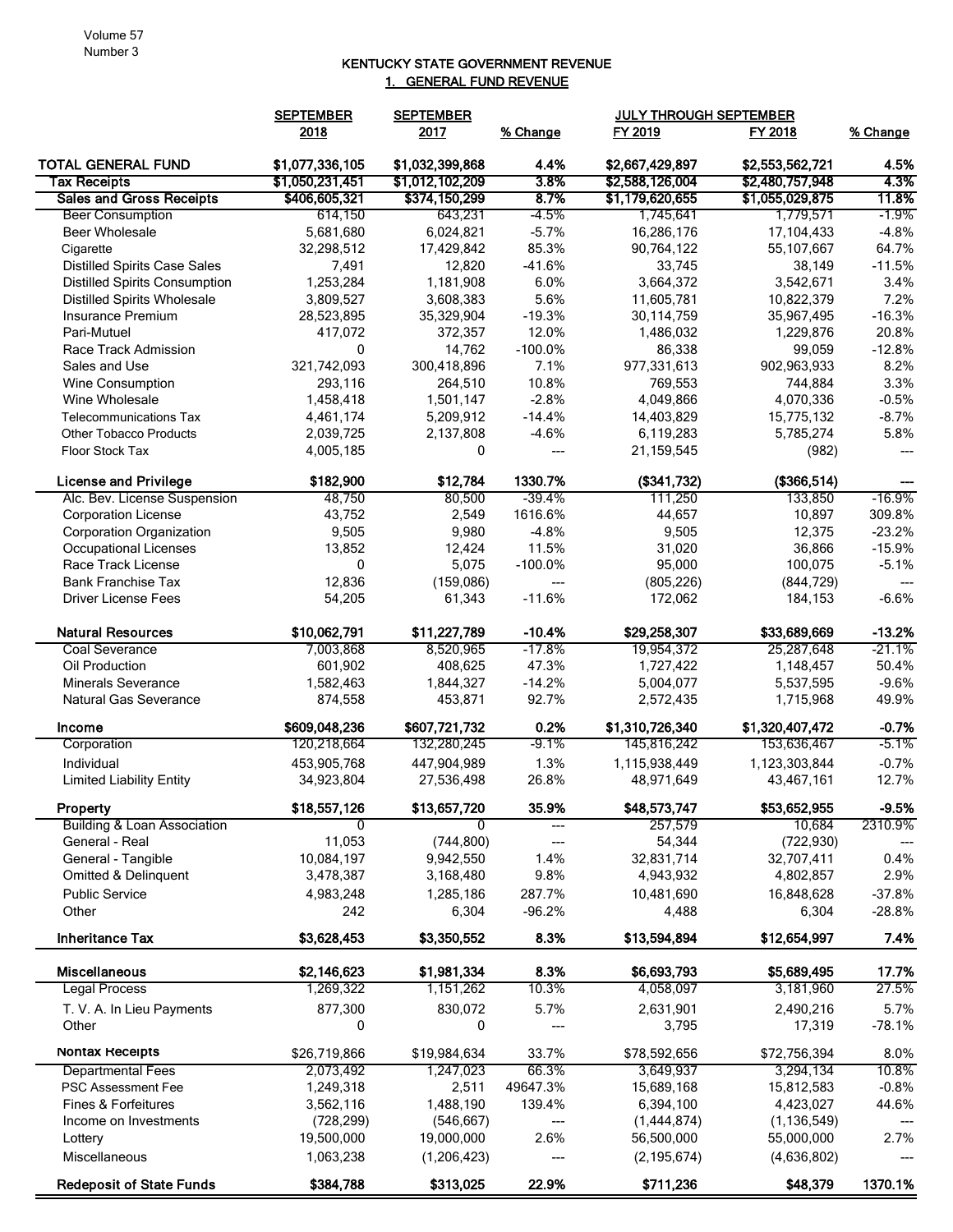Volume 57
Number 3

# KENTUCKY STATE GOVERNMENT REVENUE

## 1. GENERAL FUND REVENUE

| | SEPTEMBER 2018 | SEPTEMBER 2017 | % Change | JULY THROUGH SEPTEMBER FY 2019 | FY 2018 | % Change |
|---|---|---|---|---|---|---|
| **TOTAL GENERAL FUND** | **$1,077,336,105** | **$1,032,399,868** | **4.4%** | **$2,667,429,897** | **$2,553,562,721** | **4.5%** |
| **Tax Receipts** | **$1,050,231,451** | **$1,012,102,209** | **3.8%** | **$2,588,126,004** | **$2,480,757,948** | **4.3%** |
| **Sales and Gross Receipts** | **$406,605,321** | **$374,150,299** | **8.7%** | **$1,179,620,655** | **$1,055,029,875** | **11.8%** |
| Beer Consumption | 614,150 | 643,231 | -4.5% | 1,745,641 | 1,779,571 | -1.9% |
| Beer Wholesale | 5,681,680 | 6,024,821 | -5.7% | 16,286,176 | 17,104,433 | -4.8% |
| Cigarette | 32,298,512 | 17,429,842 | 85.3% | 90,764,122 | 55,107,667 | 64.7% |
| Distilled Spirits Case Sales | 7,491 | 12,820 | -41.6% | 33,745 | 38,149 | -11.5% |
| Distilled Spirits Consumption | 1,253,284 | 1,181,908 | 6.0% | 3,664,372 | 3,542,671 | 3.4% |
| Distilled Spirits Wholesale | 3,809,527 | 3,608,383 | 5.6% | 11,605,781 | 10,822,379 | 7.2% |
| Insurance Premium | 28,523,895 | 35,329,904 | -19.3% | 30,114,759 | 35,967,495 | -16.3% |
| Pari-Mutuel | 417,072 | 372,357 | 12.0% | 1,486,032 | 1,229,876 | 20.8% |
| Race Track Admission | 0 | 14,762 | -100.0% | 86,338 | 99,059 | -12.8% |
| Sales and Use | 321,742,093 | 300,418,896 | 7.1% | 977,331,613 | 902,963,933 | 8.2% |
| Wine Consumption | 293,116 | 264,510 | 10.8% | 769,553 | 744,884 | 3.3% |
| Wine Wholesale | 1,458,418 | 1,501,147 | -2.8% | 4,049,866 | 4,070,336 | -0.5% |
| Telecommunications Tax | 4,461,174 | 5,209,912 | -14.4% | 14,403,829 | 15,775,132 | -8.7% |
| Other Tobacco Products | 2,039,725 | 2,137,808 | -4.6% | 6,119,283 | 5,785,274 | 5.8% |
| Floor Stock Tax | 4,005,185 | 0 | --- | 21,159,545 | (982) | --- |
| **License and Privilege** | **$182,900** | **$12,784** | **1330.7%** | **($341,732)** | **($366,514)** | **---** |
| Alc. Bev. License Suspension | 48,750 | 80,500 | -39.4% | 111,250 | 133,850 | -16.9% |
| Corporation License | 43,752 | 2,549 | 1616.6% | 44,657 | 10,897 | 309.8% |
| Corporation Organization | 9,505 | 9,980 | -4.8% | 9,505 | 12,375 | -23.2% |
| Occupational Licenses | 13,852 | 12,424 | 11.5% | 31,020 | 36,866 | -15.9% |
| Race Track License | 0 | 5,075 | -100.0% | 95,000 | 100,075 | -5.1% |
| Bank Franchise Tax | 12,836 | (159,086) | --- | (805,226) | (844,729) | --- |
| Driver License Fees | 54,205 | 61,343 | -11.6% | 172,062 | 184,153 | -6.6% |
| **Natural Resources** | **$10,062,791** | **$11,227,789** | **-10.4%** | **$29,258,307** | **$33,689,669** | **-13.2%** |
| Coal Severance | 7,003,868 | 8,520,965 | -17.8% | 19,954,372 | 25,287,648 | -21.1% |
| Oil Production | 601,902 | 408,625 | 47.3% | 1,727,422 | 1,148,457 | 50.4% |
| Minerals Severance | 1,582,463 | 1,844,327 | -14.2% | 5,004,077 | 5,537,595 | -9.6% |
| Natural Gas Severance | 874,558 | 453,871 | 92.7% | 2,572,435 | 1,715,968 | 49.9% |
| **Income** | **$609,048,236** | **$607,721,732** | **0.2%** | **$1,310,726,340** | **$1,320,407,472** | **-0.7%** |
| Corporation | 120,218,664 | 132,280,245 | -9.1% | 145,816,242 | 153,636,467 | -5.1% |
| Individual | 453,905,768 | 447,904,989 | 1.3% | 1,115,938,449 | 1,123,303,844 | -0.7% |
| Limited Liability Entity | 34,923,804 | 27,536,498 | 26.8% | 48,971,649 | 43,467,161 | 12.7% |
| **Property** | **$18,557,126** | **$13,657,720** | **35.9%** | **$48,573,747** | **$53,652,955** | **-9.5%** |
| Building & Loan Association | 0 | 0 | --- | 257,579 | 10,684 | 2310.9% |
| General - Real | 11,053 | (744,800) | --- | 54,344 | (722,930) | --- |
| General - Tangible | 10,084,197 | 9,942,550 | 1.4% | 32,831,714 | 32,707,411 | 0.4% |
| Omitted & Delinquent | 3,478,387 | 3,168,480 | 9.8% | 4,943,932 | 4,802,857 | 2.9% |
| Public Service | 4,983,248 | 1,285,186 | 287.7% | 10,481,690 | 16,848,628 | -37.8% |
| Other | 242 | 6,304 | -96.2% | 4,488 | 6,304 | -28.8% |
| **Inheritance Tax** | **$3,628,453** | **$3,350,552** | **8.3%** | **$13,594,894** | **$12,654,997** | **7.4%** |
| **Miscellaneous** | **$2,146,623** | **$1,981,334** | **8.3%** | **$6,693,793** | **$5,689,495** | **17.7%** |
| Legal Process | 1,269,322 | 1,151,262 | 10.3% | 4,058,097 | 3,181,960 | 27.5% |
| T. V. A. In Lieu Payments | 877,300 | 830,072 | 5.7% | 2,631,901 | 2,490,216 | 5.7% |
| Other | 0 | 0 | --- | 3,795 | 17,319 | -78.1% |
| **Nontax Receipts** | $26,719,866 | $19,984,634 | 33.7% | $78,592,656 | $72,756,394 | 8.0% |
| Departmental Fees | 2,073,492 | 1,247,023 | 66.3% | 3,649,937 | 3,294,134 | 10.8% |
| PSC Assessment Fee | 1,249,318 | 2,511 | 49647.3% | 15,689,168 | 15,812,583 | -0.8% |
| Fines & Forfeitures | 3,562,116 | 1,488,190 | 139.4% | 6,394,100 | 4,423,027 | 44.6% |
| Income on Investments | (728,299) | (546,667) | --- | (1,444,874) | (1,136,549) | --- |
| Lottery | 19,500,000 | 19,000,000 | 2.6% | 56,500,000 | 55,000,000 | 2.7% |
| Miscellaneous | 1,063,238 | (1,206,423) | --- | (2,195,674) | (4,636,802) | --- |
| **Redeposit of State Funds** | **$384,788** | **$313,025** | **22.9%** | **$711,236** | **$48,379** | **1370.1%** |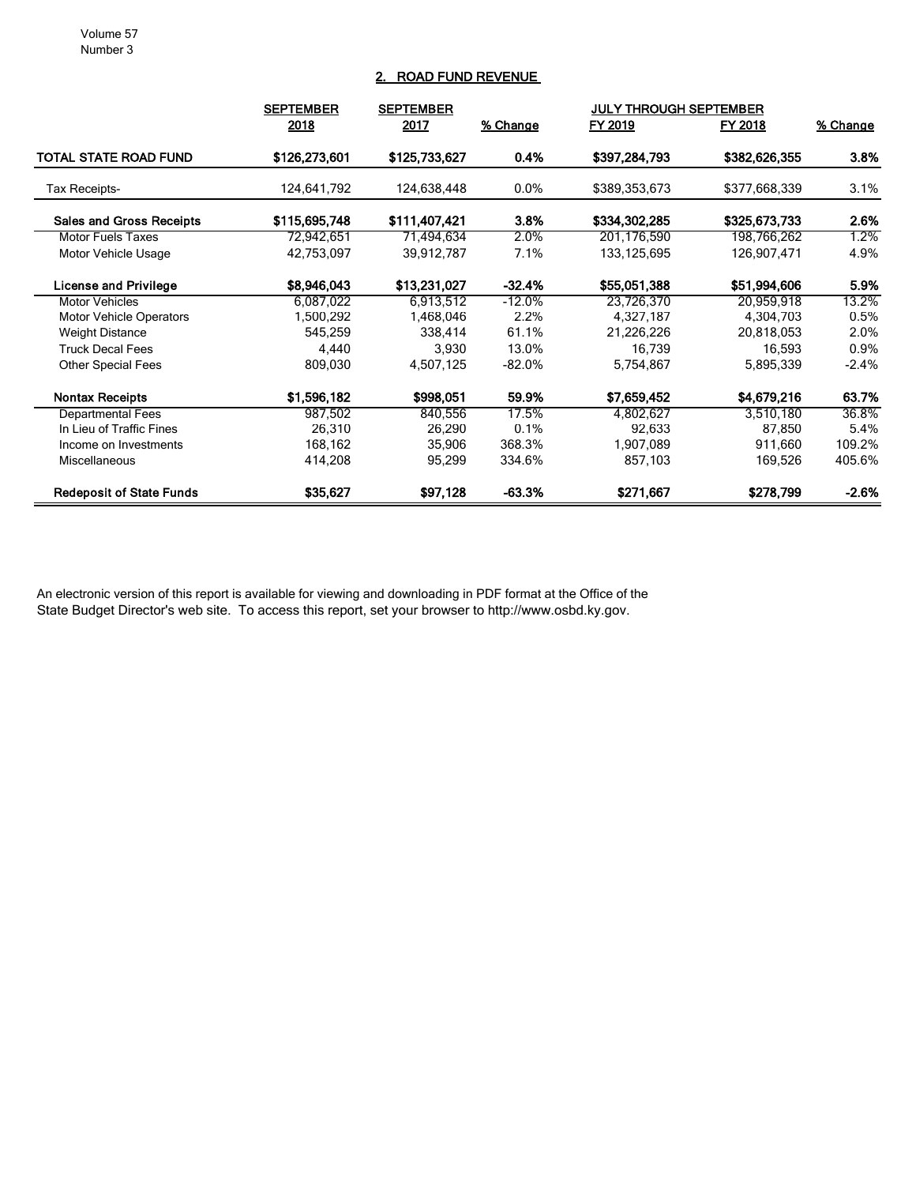## 2. ROAD FUND REVENUE

| | SEPTEMBER 2018 | SEPTEMBER 2017 | % Change | JULY THROUGH SEPTEMBER FY 2019 | FY 2018 | % Change |
|---|---|---|---|---|---|---|
| **TOTAL STATE ROAD FUND** | **$126,273,601** | **$125,733,627** | **0.4%** | **$397,284,793** | **$382,626,355** | **3.8%** |
| Tax Receipts- | 124,641,792 | 124,638,448 | 0.0% | $389,353,673 | $377,668,339 | 3.1% |
| **Sales and Gross Receipts** | **$115,695,748** | **$111,407,421** | **3.8%** | **$334,302,285** | **$325,673,733** | **2.6%** |
| Motor Fuels Taxes | 72,942,651 | 71,494,634 | 2.0% | 201,176,590 | 198,766,262 | 1.2% |
| Motor Vehicle Usage | 42,753,097 | 39,912,787 | 7.1% | 133,125,695 | 126,907,471 | 4.9% |
| **License and Privilege** | **$8,946,043** | **$13,231,027** | **-32.4%** | **$55,051,388** | **$51,994,606** | **5.9%** |
| Motor Vehicles | 6,087,022 | 6,913,512 | -12.0% | 23,726,370 | 20,959,918 | 13.2% |
| Motor Vehicle Operators | 1,500,292 | 1,468,046 | 2.2% | 4,327,187 | 4,304,703 | 0.5% |
| Weight Distance | 545,259 | 338,414 | 61.1% | 21,226,226 | 20,818,053 | 2.0% |
| Truck Decal Fees | 4,440 | 3,930 | 13.0% | 16,739 | 16,593 | 0.9% |
| Other Special Fees | 809,030 | 4,507,125 | -82.0% | 5,754,867 | 5,895,339 | -2.4% |
| **Nontax Receipts** | **$1,596,182** | **$998,051** | **59.9%** | **$7,659,452** | **$4,679,216** | **63.7%** |
| Departmental Fees | 987,502 | 840,556 | 17.5% | 4,802,627 | 3,510,180 | 36.8% |
| In Lieu of Traffic Fines | 26,310 | 26,290 | 0.1% | 92,633 | 87,850 | 5.4% |
| Income on Investments | 168,162 | 35,906 | 368.3% | 1,907,089 | 911,660 | 109.2% |
| Miscellaneous | 414,208 | 95,299 | 334.6% | 857,103 | 169,526 | 405.6% |
| **Redeposit of State Funds** | **$35,627** | **$97,128** | **-63.3%** | **$271,667** | **$278,799** | **-2.6%** |

An electronic version of this report is available for viewing and downloading in PDF format at the Office of the State Budget Director's web site. To access this report, set your browser to http://www.osbd.ky.gov.